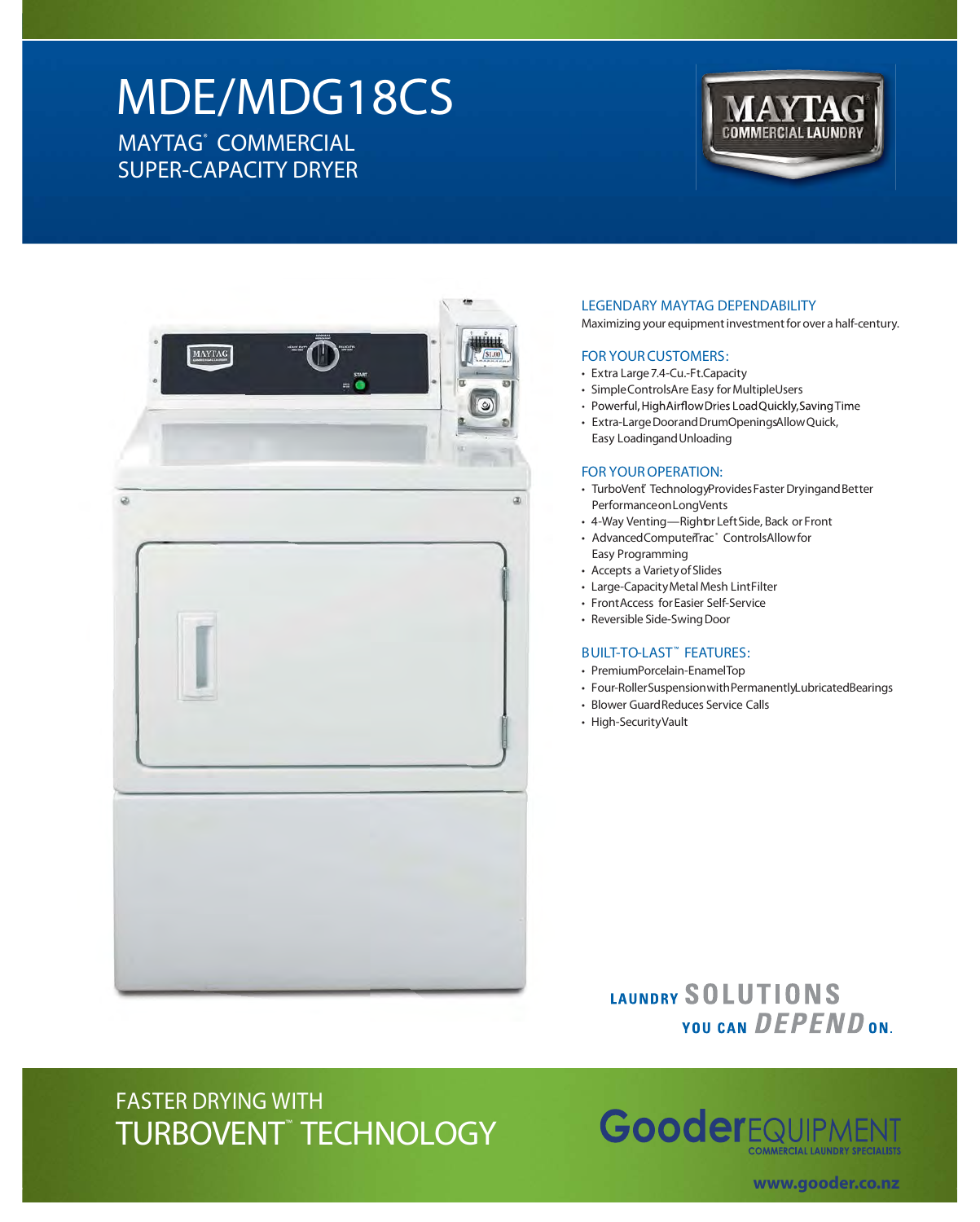# MDE/MDG18CS

## MAYTAG® COMMERCIAL SUPER-CAPACITY DRYER

MAYTAG COMMERCIAL LAUNDRY

### LEGENDARY MAYTAG DEPENDABILITY

Maximizing your equipment investment for over a half-century.

### FOR YOUR CUSTOMERS:

- Extra Large 7.4-Cu.-Ft. Capacity
- Simple Controls Are Easy for Multiple Users
- Powerful, High Airflow Dries Load Quickly, Saving Time
- Extra-Large Door and Drum Openings Allow Quick, Easy Loading and Unloading

### FOR YOUR OPERATION:

- TurboVent™ Technology Provides Faster Drying and Better Performance on Long Vents
- 4-Way Venting—Right or Left Side, Back or Front
- Advanced Computer Trac® Controls Allow for Easy Programming
- Accepts a Variety of Slides
- Large-Capacity Metal Mesh Lint Filter
- Front Access for Easier Self-Service
- Reversible Side-Swing Door

### BUILT-TO-LAST™ FEATURES:

- Premium Porcelain-Enamel Top
- Four-Roller Suspension with Permanently Lubricated Bearings
- Blower Guard Reduces Service Calls
- High-Security Vault

LAUNDRY SOLUTIONS YOU CAN DEPEND ON.

FASTER DRYING WITH TURBOVENT™ TECHNOLOGY

Gooder EQUIPMENT
COMMERCIAL LAUNDRY SPECIALISTS

www.gooder.co.nz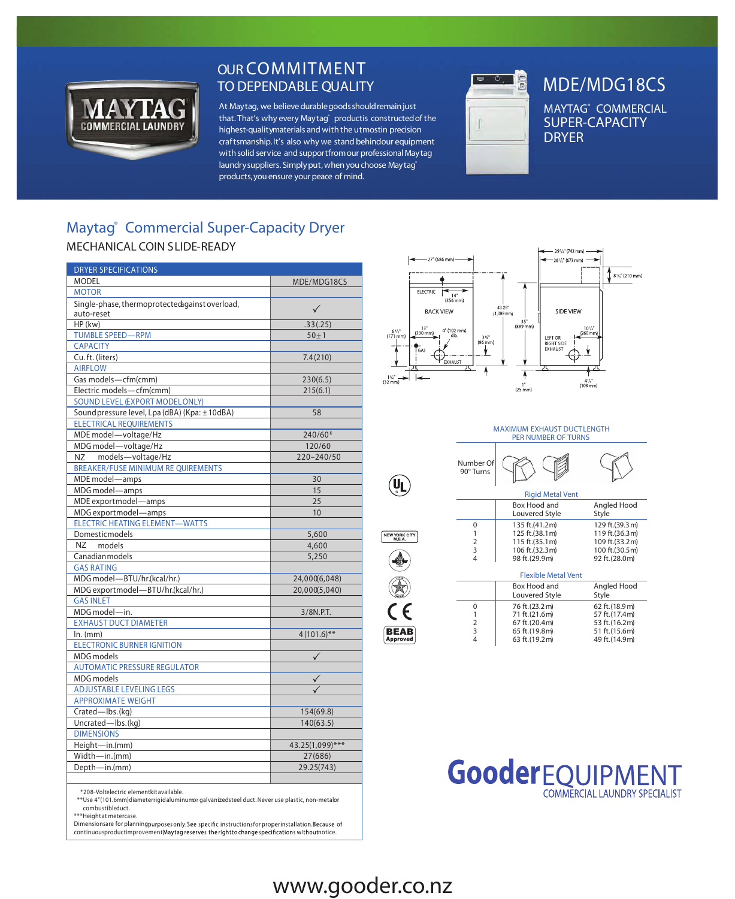# MAYTAG COMMERCIAL LAUNDRY

## OUR COMMITMENT TO DEPENDABLE QUALITY

At Maytag, we believe durable goods should remain just that. That's why every Maytag® product is constructed of the highest-quality materials and with the utmost in precision craftsmanship. It's also why we stand behind our equipment with solid service and support from our professional Maytag laundry suppliers. Simply put, when you choose Maytag® products, you ensure your peace of mind.

## MDE/MDG18CS

MAYTAG® COMMERCIAL SUPER-CAPACITY DRYER

## Maytag® Commercial Super-Capacity Dryer

### MECHANICAL COIN SLIDE-READY

| DRYER SPECIFICATIONS | |
|---|---|
| MODEL | MDE/MDG18CS |
| **MOTOR** | |
| Single-phase, thermoprotected against overload, auto-reset | ✓ |
| HP (kw) | .33 (.25) |
| **TUMBLE SPEED—RPM** | 50±1 |
| **CAPACITY** | |
| Cu. ft. (liters) | 7.4 (210) |
| **AIRFLOW** | |
| Gas models—cfm (cmm) | 230 (6.5) |
| Electric models—cfm (cmm) | 215 (6.1) |
| **SOUND LEVEL (EXPORT MODEL ONLY)** | |
| Sound pressure level, Lpa (dBA) (Kpa: ±10dBA) | 58 |
| **ELECTRICAL REQUIREMENTS** | |
| MDE model—voltage/Hz | 240/60* |
| MDG model—voltage/Hz | 120/60 |
| NZ models—voltage/Hz | 220–240/50 |
| **BREAKER/FUSE MINIMUM REQUIREMENTS** | |
| MDE model—amps | 30 |
| MDG model—amps | 15 |
| MDE export model—amps | 25 |
| MDG export model—amps | 10 |
| **ELECTRIC HEATING ELEMENT—WATTS** | |
| Domestic models | 5,600 |
| NZ models | 4,600 |
| Canadian models | 5,250 |
| **GAS RATING** | |
| MDG model—BTU/hr. (kcal/hr.) | 24,000 (6,048) |
| MDG export model—BTU/hr. (kcal/hr.) | 20,000 (5,040) |
| **GAS INLET** | |
| MDG model—in. | 3/8 N.P.T. |
| **EXHAUST DUCT DIAMETER** | |
| In. (mm) | 4 (101.6)** |
| **ELECTRONIC BURNER IGNITION** | |
| MDG models | ✓ |
| **AUTOMATIC PRESSURE REGULATOR** | |
| MDG models | ✓ |
| **ADJUSTABLE LEVELING LEGS** | ✓ |
| **APPROXIMATE WEIGHT** | |
| Crated—lbs. (kg) | 154 (69.8) |
| Uncrated—lbs. (kg) | 140 (63.5) |
| **DIMENSIONS** | |
| Height—in. (mm) | 43.25 (1,099)*** |
| Width—in. (mm) | 27 (686) |
| Depth—in. (mm) | 29.25 (743) |

\*208-Volt electric element kit available.
\*\*Use 4" (101.6mm) diameter rigid aluminum or galvanized steel duct. Never use plastic, non-metal or combustible duct.
\*\*\*Height at metercase.
Dimensions are for planning purposes only. See specific instructions for proper installation. Because of continuous product improvement Maytag reserves the right to change specifications without notice.

27" (686 mm)
29 1/4" (743 mm)
26 1/2" (673 mm)
8 1/4" (210 mm)
ELECTRIC
14" (356 mm)
BACK VIEW
43.25" (1,099 mm)
35" (889 mm)
SIDE VIEW
13" (330 mm)
4" (102 mm) dia.
6 3/4" (171 mm)
3 3/8" (86 mm)
10 1/4" (260 mm)
LEFT OR RIGHT SIDE EXHAUST
GAS
EXHAUST
1 1/4" (32 mm)
1" (25 mm)
4 1/4" (108 mm)

### MAXIMUM EXHAUST DUCT LENGTH PER NUMBER OF TURNS

| Number Of 90° Turns | Box Hood and Louvered Style | Angled Hood Style |
|---|---|---|
| **Rigid Metal Vent** | | |
| 0 | 135 ft. (41.2 m) | 129 ft. (39.3 m) |
| 1 | 125 ft. (38.1 m) | 119 ft. (36.3 m) |
| 2 | 115 ft. (35.1 m) | 109 ft. (33.2 m) |
| 3 | 106 ft. (32.3 m) | 100 ft. (30.5 m) |
| 4 | 98 ft. (29.9 m) | 92 ft. (28.0 m) |
| **Flexible Metal Vent** | | |
| 0 | 76 ft. (23.2 m) | 62 ft. (18.9 m) |
| 1 | 71 ft. (21.6 m) | 57 ft. (17.4 m) |
| 2 | 67 ft. (20.4 m) | 53 ft. (16.2 m) |
| 3 | 65 ft. (19.8 m) | 51 ft. (15.6 m) |
| 4 | 63 ft. (19.2 m) | 49 ft. (14.9 m) |

NEW YORK CITY M.E.A.

BEAB Approved

**Gooder EQUIPMENT**
COMMERCIAL LAUNDRY SPECIALIST

www.gooder.co.nz